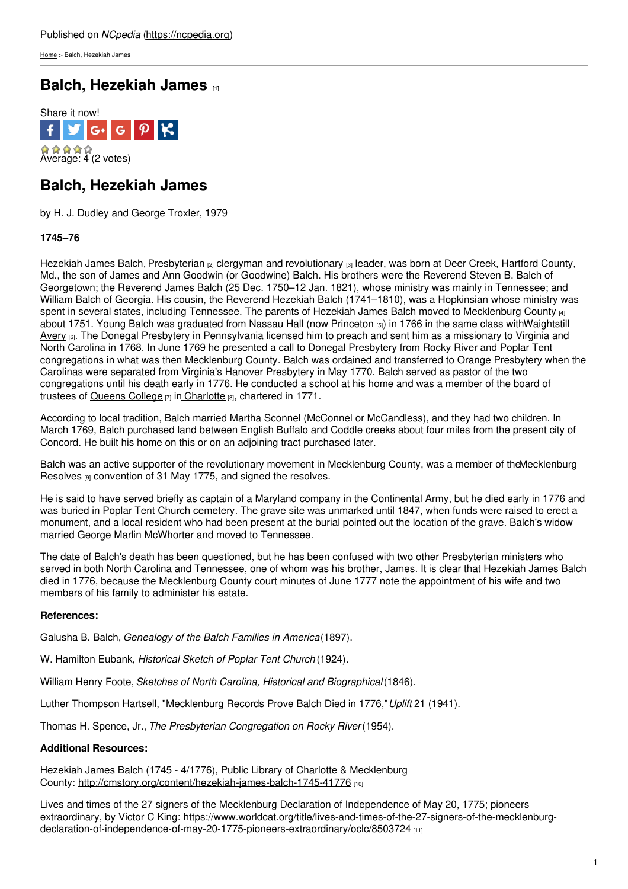Published on *NCpedia* (https://ncpedia.org)

Home > Balch, Hezekiah James

# Balch, Hezekiah James [1]

Share it now!

Average: 4 (2 votes)

## Balch, Hezekiah James

by H. J. Dudley and George Troxler, 1979

**1745–76**

Hezekiah James Balch, Presbyterian [2] clergyman and revolutionary [3] leader, was born at Deer Creek, Hartford County, Md., the son of James and Ann Goodwin (or Goodwine) Balch. His brothers were the Reverend Steven B. Balch of Georgetown; the Reverend James Balch (25 Dec. 1750–12 Jan. 1821), whose ministry was mainly in Tennessee; and William Balch of Georgia. His cousin, the Reverend Hezekiah Balch (1741–1810), was a Hopkinsian whose ministry was spent in several states, including Tennessee. The parents of Hezekiah James Balch moved to Mecklenburg County [4] about 1751. Young Balch was graduated from Nassau Hall (now Princeton [5]) in 1766 in the same class withWaightstill Avery [6]. The Donegal Presbytery in Pennsylvania licensed him to preach and sent him as a missionary to Virginia and North Carolina in 1768. In June 1769 he presented a call to Donegal Presbytery from Rocky River and Poplar Tent congregations in what was then Mecklenburg County. Balch was ordained and transferred to Orange Presbytery when the Carolinas were separated from Virginia's Hanover Presbytery in May 1770. Balch served as pastor of the two congregations until his death early in 1776. He conducted a school at his home and was a member of the board of trustees of Queens College [7] in Charlotte [8], chartered in 1771.

According to local tradition, Balch married Martha Sconnel (McConnel or McCandless), and they had two children. In March 1769, Balch purchased land between English Buffalo and Coddle creeks about four miles from the present city of Concord. He built his home on this or on an adjoining tract purchased later.

Balch was an active supporter of the revolutionary movement in Mecklenburg County, was a member of theMecklenburg Resolves [9] convention of 31 May 1775, and signed the resolves.

He is said to have served briefly as captain of a Maryland company in the Continental Army, but he died early in 1776 and was buried in Poplar Tent Church cemetery. The grave site was unmarked until 1847, when funds were raised to erect a monument, and a local resident who had been present at the burial pointed out the location of the grave. Balch's widow married George Marlin McWhorter and moved to Tennessee.

The date of Balch's death has been questioned, but he has been confused with two other Presbyterian ministers who served in both North Carolina and Tennessee, one of whom was his brother, James. It is clear that Hezekiah James Balch died in 1776, because the Mecklenburg County court minutes of June 1777 note the appointment of his wife and two members of his family to administer his estate.

**References:**

Galusha B. Balch, *Genealogy of the Balch Families in America*(1897).

W. Hamilton Eubank, *Historical Sketch of Poplar Tent Church* (1924).

William Henry Foote, *Sketches of North Carolina, Historical and Biographical* (1846).

Luther Thompson Hartsell, "Mecklenburg Records Prove Balch Died in 1776," *Uplift* 21 (1941).

Thomas H. Spence, Jr., *The Presbyterian Congregation on Rocky River* (1954).

**Additional Resources:**

Hezekiah James Balch (1745 - 4/1776), Public Library of Charlotte & Mecklenburg County: http://cmstory.org/content/hezekiah-james-balch-1745-41776 [10]

Lives and times of the 27 signers of the Mecklenburg Declaration of Independence of May 20, 1775; pioneers extraordinary, by Victor C King: https://www.worldcat.org/title/lives-and-times-of-the-27-signers-of-the-mecklenburg-declaration-of-independence-of-may-20-1775-pioneers-extraordinary/oclc/8503724 [11]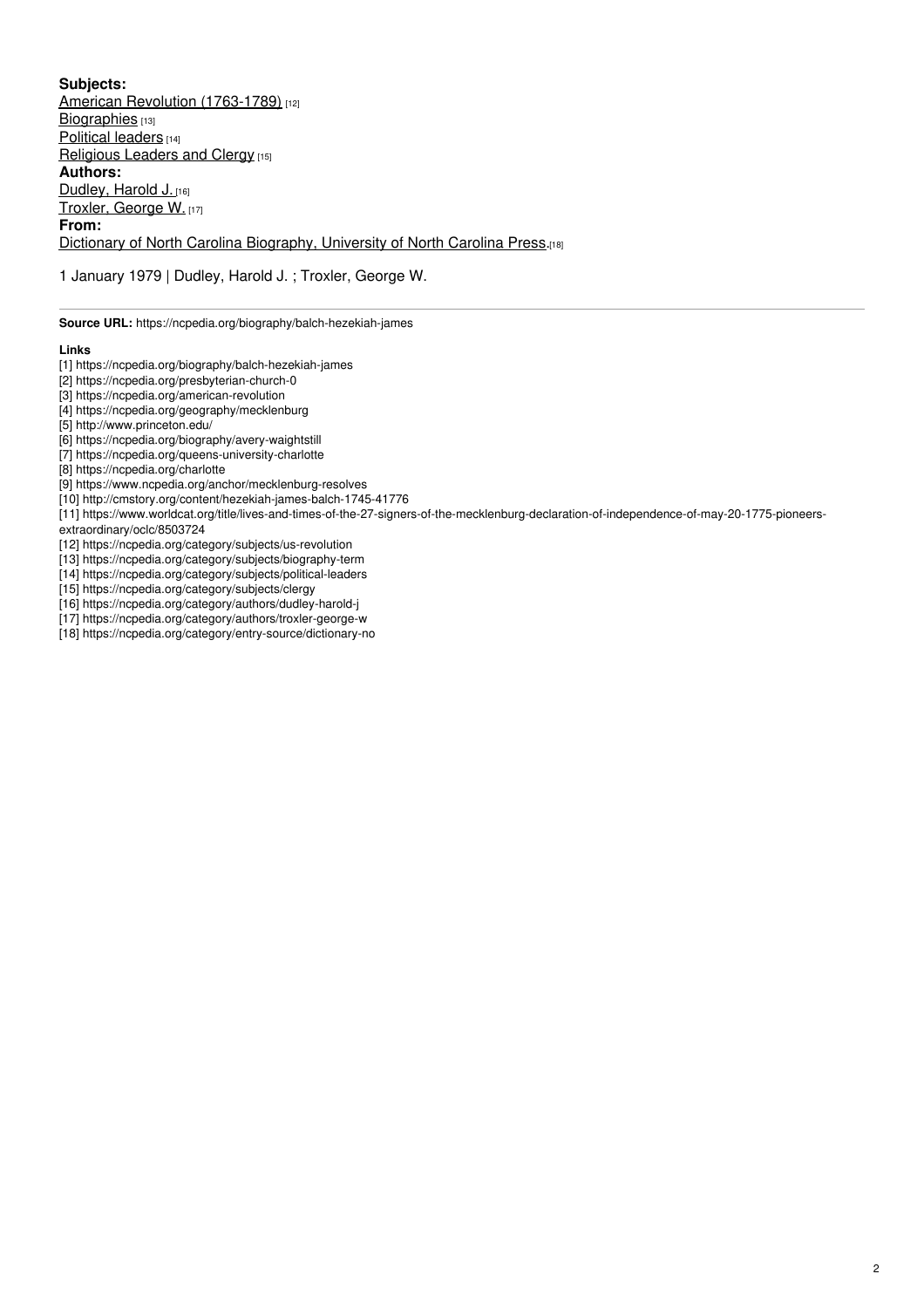**Subjects:**
American Revolution (1763-1789) [12]
Biographies [13]
Political leaders [14]
Religious Leaders and Clergy [15]
**Authors:**
Dudley, Harold J. [16]
Troxler, George W. [17]
**From:**
Dictionary of North Carolina Biography, University of North Carolina Press.[18]

1 January 1979 | Dudley, Harold J. ; Troxler, George W.

---

**Source URL:** https://ncpedia.org/biography/balch-hezekiah-james

**Links**
[1] https://ncpedia.org/biography/balch-hezekiah-james
[2] https://ncpedia.org/presbyterian-church-0
[3] https://ncpedia.org/american-revolution
[4] https://ncpedia.org/geography/mecklenburg
[5] http://www.princeton.edu/
[6] https://ncpedia.org/biography/avery-waightstill
[7] https://ncpedia.org/queens-university-charlotte
[8] https://ncpedia.org/charlotte
[9] https://www.ncpedia.org/anchor/mecklenburg-resolves
[10] http://cmstory.org/content/hezekiah-james-balch-1745-41776
[11] https://www.worldcat.org/title/lives-and-times-of-the-27-signers-of-the-mecklenburg-declaration-of-independence-of-may-20-1775-pioneers-extraordinary/oclc/8503724
[12] https://ncpedia.org/category/subjects/us-revolution
[13] https://ncpedia.org/category/subjects/biography-term
[14] https://ncpedia.org/category/subjects/political-leaders
[15] https://ncpedia.org/category/subjects/clergy
[16] https://ncpedia.org/category/authors/dudley-harold-j
[17] https://ncpedia.org/category/authors/troxler-george-w
[18] https://ncpedia.org/category/entry-source/dictionary-no